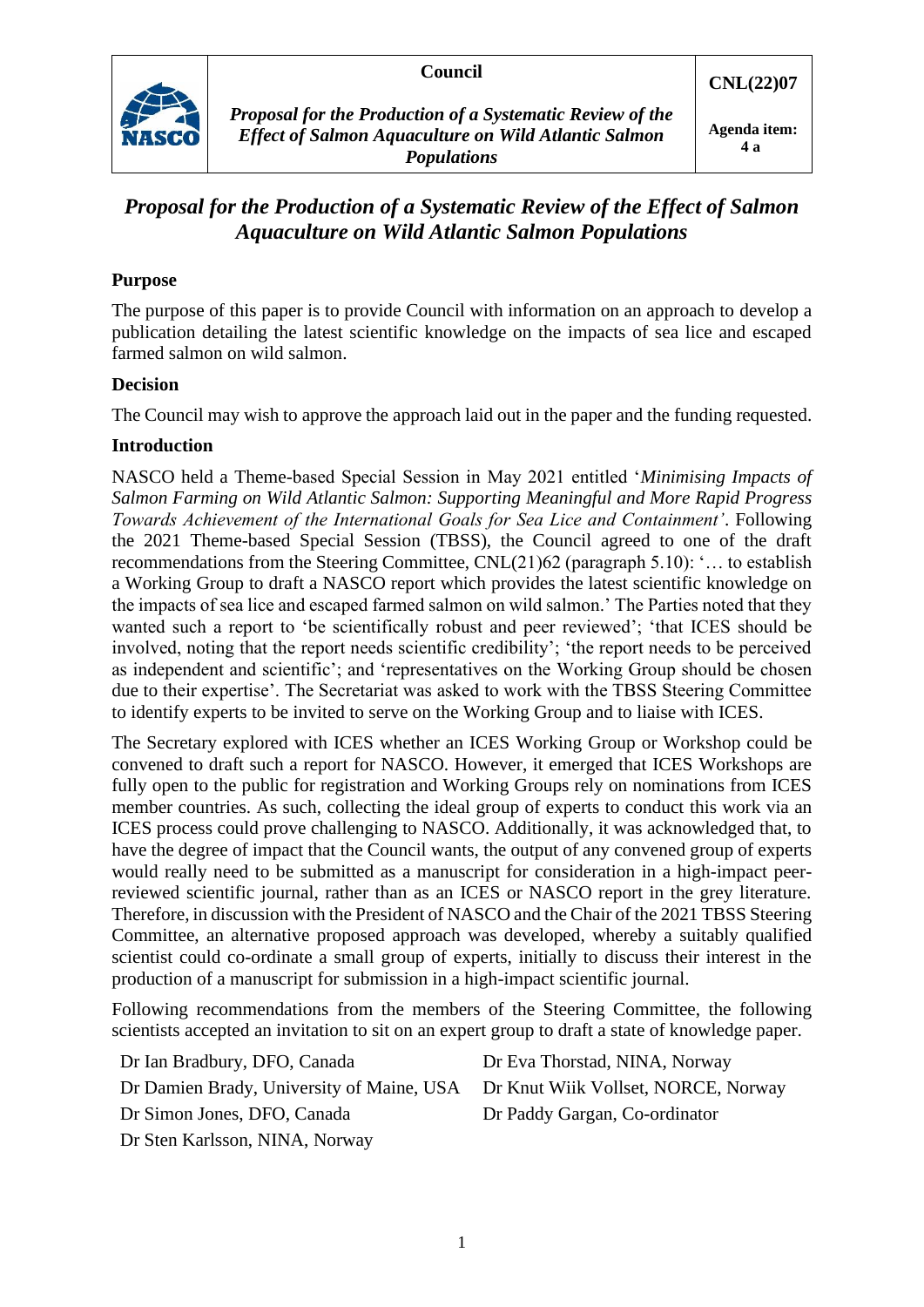| | Council | CNL(22)07 |
|---|---|---|
| NASCO | *Proposal for the Production of a Systematic Review of the Effect of Salmon Aquaculture on Wild Atlantic Salmon Populations* | Agenda item: 4 a |

# *Proposal for the Production of a Systematic Review of the Effect of Salmon Aquaculture on Wild Atlantic Salmon Populations*

**Purpose**

The purpose of this paper is to provide Council with information on an approach to develop a publication detailing the latest scientific knowledge on the impacts of sea lice and escaped farmed salmon on wild salmon.

**Decision**

The Council may wish to approve the approach laid out in the paper and the funding requested.

**Introduction**

NASCO held a Theme-based Special Session in May 2021 entitled '*Minimising Impacts of Salmon Farming on Wild Atlantic Salmon: Supporting Meaningful and More Rapid Progress Towards Achievement of the International Goals for Sea Lice and Containment*'. Following the 2021 Theme-based Special Session (TBSS), the Council agreed to one of the draft recommendations from the Steering Committee, CNL(21)62 (paragraph 5.10): '… to establish a Working Group to draft a NASCO report which provides the latest scientific knowledge on the impacts of sea lice and escaped farmed salmon on wild salmon.' The Parties noted that they wanted such a report to 'be scientifically robust and peer reviewed'; 'that ICES should be involved, noting that the report needs scientific credibility'; 'the report needs to be perceived as independent and scientific'; and 'representatives on the Working Group should be chosen due to their expertise'. The Secretariat was asked to work with the TBSS Steering Committee to identify experts to be invited to serve on the Working Group and to liaise with ICES.

The Secretary explored with ICES whether an ICES Working Group or Workshop could be convened to draft such a report for NASCO. However, it emerged that ICES Workshops are fully open to the public for registration and Working Groups rely on nominations from ICES member countries. As such, collecting the ideal group of experts to conduct this work via an ICES process could prove challenging to NASCO. Additionally, it was acknowledged that, to have the degree of impact that the Council wants, the output of any convened group of experts would really need to be submitted as a manuscript for consideration in a high-impact peer-reviewed scientific journal, rather than as an ICES or NASCO report in the grey literature. Therefore, in discussion with the President of NASCO and the Chair of the 2021 TBSS Steering Committee, an alternative proposed approach was developed, whereby a suitably qualified scientist could co-ordinate a small group of experts, initially to discuss their interest in the production of a manuscript for submission in a high-impact scientific journal.

Following recommendations from the members of the Steering Committee, the following scientists accepted an invitation to sit on an expert group to draft a state of knowledge paper.

- Dr Ian Bradbury, DFO, Canada
- Dr Damien Brady, University of Maine, USA
- Dr Simon Jones, DFO, Canada
- Dr Sten Karlsson, NINA, Norway
- Dr Eva Thorstad, NINA, Norway
- Dr Knut Wiik Vollset, NORCE, Norway
- Dr Paddy Gargan, Co-ordinator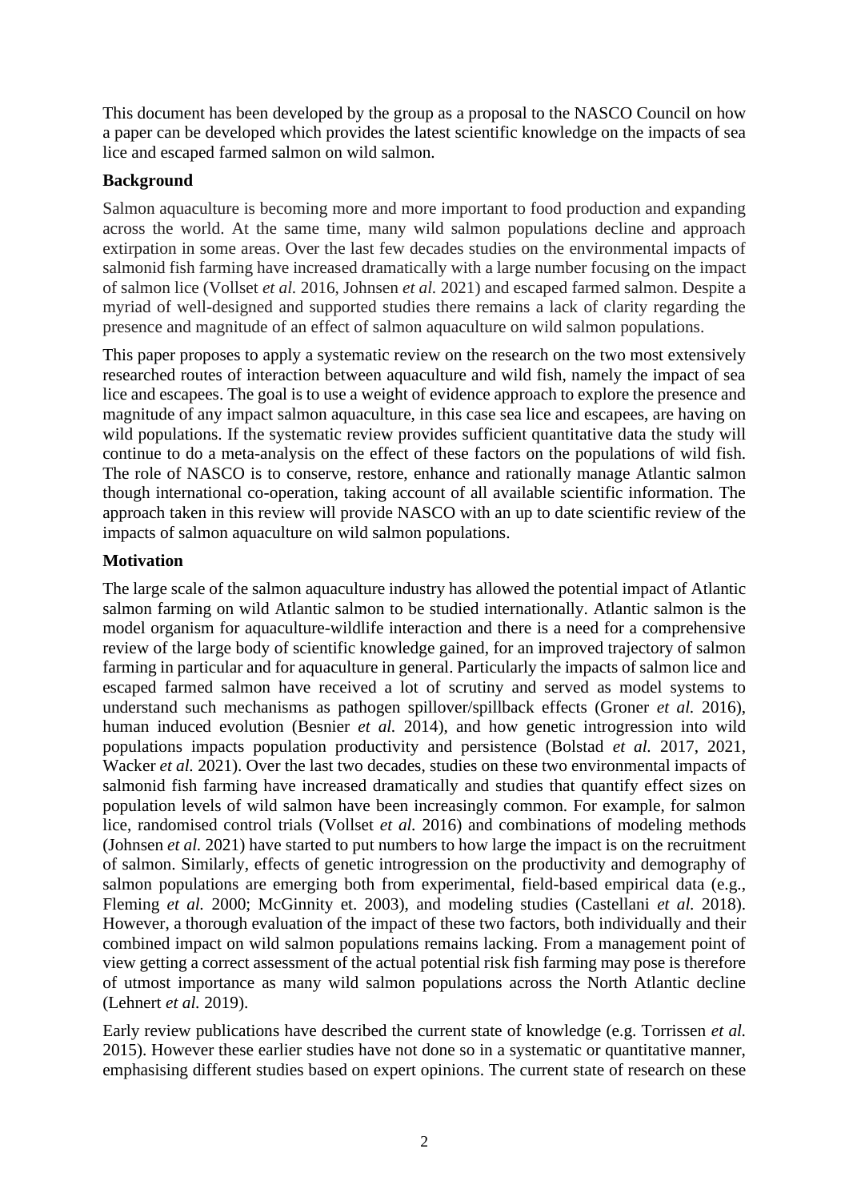This document has been developed by the group as a proposal to the NASCO Council on how a paper can be developed which provides the latest scientific knowledge on the impacts of sea lice and escaped farmed salmon on wild salmon.

**Background**

Salmon aquaculture is becoming more and more important to food production and expanding across the world. At the same time, many wild salmon populations decline and approach extirpation in some areas. Over the last few decades studies on the environmental impacts of salmonid fish farming have increased dramatically with a large number focusing on the impact of salmon lice (Vollset *et al.* 2016, Johnsen *et al.* 2021) and escaped farmed salmon. Despite a myriad of well-designed and supported studies there remains a lack of clarity regarding the presence and magnitude of an effect of salmon aquaculture on wild salmon populations.

This paper proposes to apply a systematic review on the research on the two most extensively researched routes of interaction between aquaculture and wild fish, namely the impact of sea lice and escapees. The goal is to use a weight of evidence approach to explore the presence and magnitude of any impact salmon aquaculture, in this case sea lice and escapees, are having on wild populations. If the systematic review provides sufficient quantitative data the study will continue to do a meta-analysis on the effect of these factors on the populations of wild fish. The role of NASCO is to conserve, restore, enhance and rationally manage Atlantic salmon though international co-operation, taking account of all available scientific information. The approach taken in this review will provide NASCO with an up to date scientific review of the impacts of salmon aquaculture on wild salmon populations.

**Motivation**

The large scale of the salmon aquaculture industry has allowed the potential impact of Atlantic salmon farming on wild Atlantic salmon to be studied internationally. Atlantic salmon is the model organism for aquaculture-wildlife interaction and there is a need for a comprehensive review of the large body of scientific knowledge gained, for an improved trajectory of salmon farming in particular and for aquaculture in general. Particularly the impacts of salmon lice and escaped farmed salmon have received a lot of scrutiny and served as model systems to understand such mechanisms as pathogen spillover/spillback effects (Groner *et al.* 2016), human induced evolution (Besnier *et al.* 2014), and how genetic introgression into wild populations impacts population productivity and persistence (Bolstad *et al.* 2017, 2021, Wacker *et al.* 2021). Over the last two decades, studies on these two environmental impacts of salmonid fish farming have increased dramatically and studies that quantify effect sizes on population levels of wild salmon have been increasingly common. For example, for salmon lice, randomised control trials (Vollset *et al.* 2016) and combinations of modeling methods (Johnsen *et al.* 2021) have started to put numbers to how large the impact is on the recruitment of salmon. Similarly, effects of genetic introgression on the productivity and demography of salmon populations are emerging both from experimental, field-based empirical data (e.g., Fleming *et al.* 2000; McGinnity et. 2003), and modeling studies (Castellani *et al.* 2018). However, a thorough evaluation of the impact of these two factors, both individually and their combined impact on wild salmon populations remains lacking. From a management point of view getting a correct assessment of the actual potential risk fish farming may pose is therefore of utmost importance as many wild salmon populations across the North Atlantic decline (Lehnert *et al.* 2019).

Early review publications have described the current state of knowledge (e.g. Torrissen *et al.* 2015). However these earlier studies have not done so in a systematic or quantitative manner, emphasising different studies based on expert opinions. The current state of research on these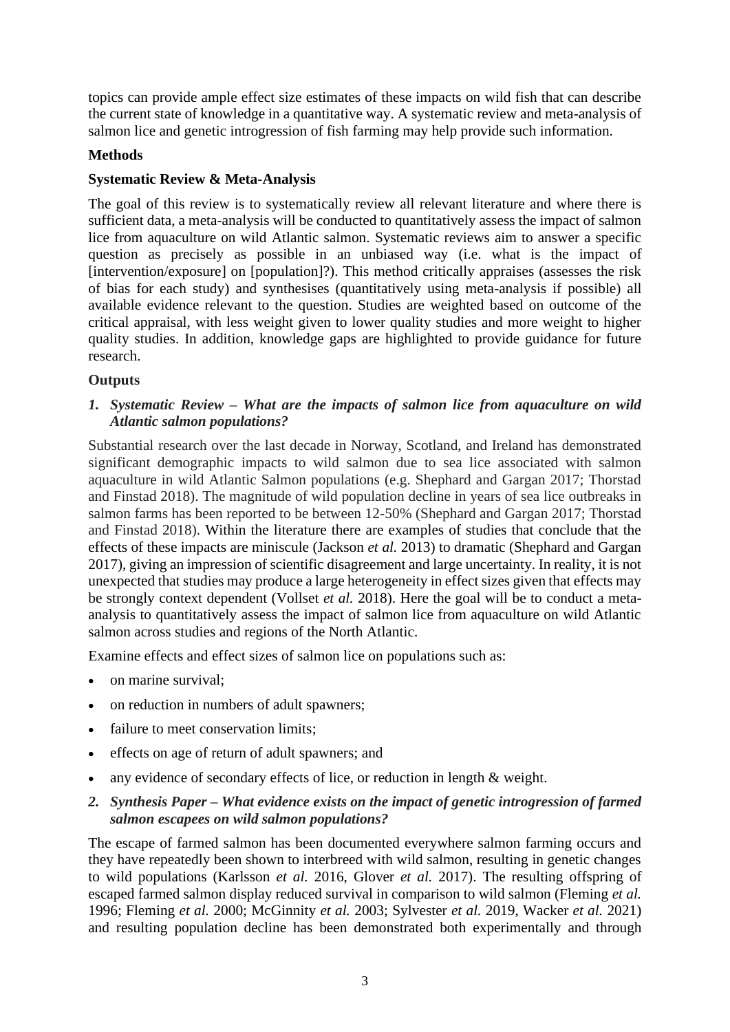topics can provide ample effect size estimates of these impacts on wild fish that can describe the current state of knowledge in a quantitative way. A systematic review and meta-analysis of salmon lice and genetic introgression of fish farming may help provide such information.

**Methods**

**Systematic Review & Meta-Analysis**

The goal of this review is to systematically review all relevant literature and where there is sufficient data, a meta-analysis will be conducted to quantitatively assess the impact of salmon lice from aquaculture on wild Atlantic salmon. Systematic reviews aim to answer a specific question as precisely as possible in an unbiased way (i.e. what is the impact of [intervention/exposure] on [population]?). This method critically appraises (assesses the risk of bias for each study) and synthesises (quantitatively using meta-analysis if possible) all available evidence relevant to the question. Studies are weighted based on outcome of the critical appraisal, with less weight given to lower quality studies and more weight to higher quality studies. In addition, knowledge gaps are highlighted to provide guidance for future research.

**Outputs**

1. ***Systematic Review – What are the impacts of salmon lice from aquaculture on wild Atlantic salmon populations?***

Substantial research over the last decade in Norway, Scotland, and Ireland has demonstrated significant demographic impacts to wild salmon due to sea lice associated with salmon aquaculture in wild Atlantic Salmon populations (e.g. Shephard and Gargan 2017; Thorstad and Finstad 2018). The magnitude of wild population decline in years of sea lice outbreaks in salmon farms has been reported to be between 12-50% (Shephard and Gargan 2017; Thorstad and Finstad 2018). Within the literature there are examples of studies that conclude that the effects of these impacts are miniscule (Jackson *et al.* 2013) to dramatic (Shephard and Gargan 2017), giving an impression of scientific disagreement and large uncertainty. In reality, it is not unexpected that studies may produce a large heterogeneity in effect sizes given that effects may be strongly context dependent (Vollset *et al.* 2018). Here the goal will be to conduct a meta-analysis to quantitatively assess the impact of salmon lice from aquaculture on wild Atlantic salmon across studies and regions of the North Atlantic.

Examine effects and effect sizes of salmon lice on populations such as:

- on marine survival;
- on reduction in numbers of adult spawners;
- failure to meet conservation limits;
- effects on age of return of adult spawners; and
- any evidence of secondary effects of lice, or reduction in length & weight.

2. ***Synthesis Paper – What evidence exists on the impact of genetic introgression of farmed salmon escapees on wild salmon populations?***

The escape of farmed salmon has been documented everywhere salmon farming occurs and they have repeatedly been shown to interbreed with wild salmon, resulting in genetic changes to wild populations (Karlsson *et al.* 2016, Glover *et al.* 2017). The resulting offspring of escaped farmed salmon display reduced survival in comparison to wild salmon (Fleming *et al.* 1996; Fleming *et al.* 2000; McGinnity *et al.* 2003; Sylvester *et al.* 2019, Wacker *et al.* 2021) and resulting population decline has been demonstrated both experimentally and through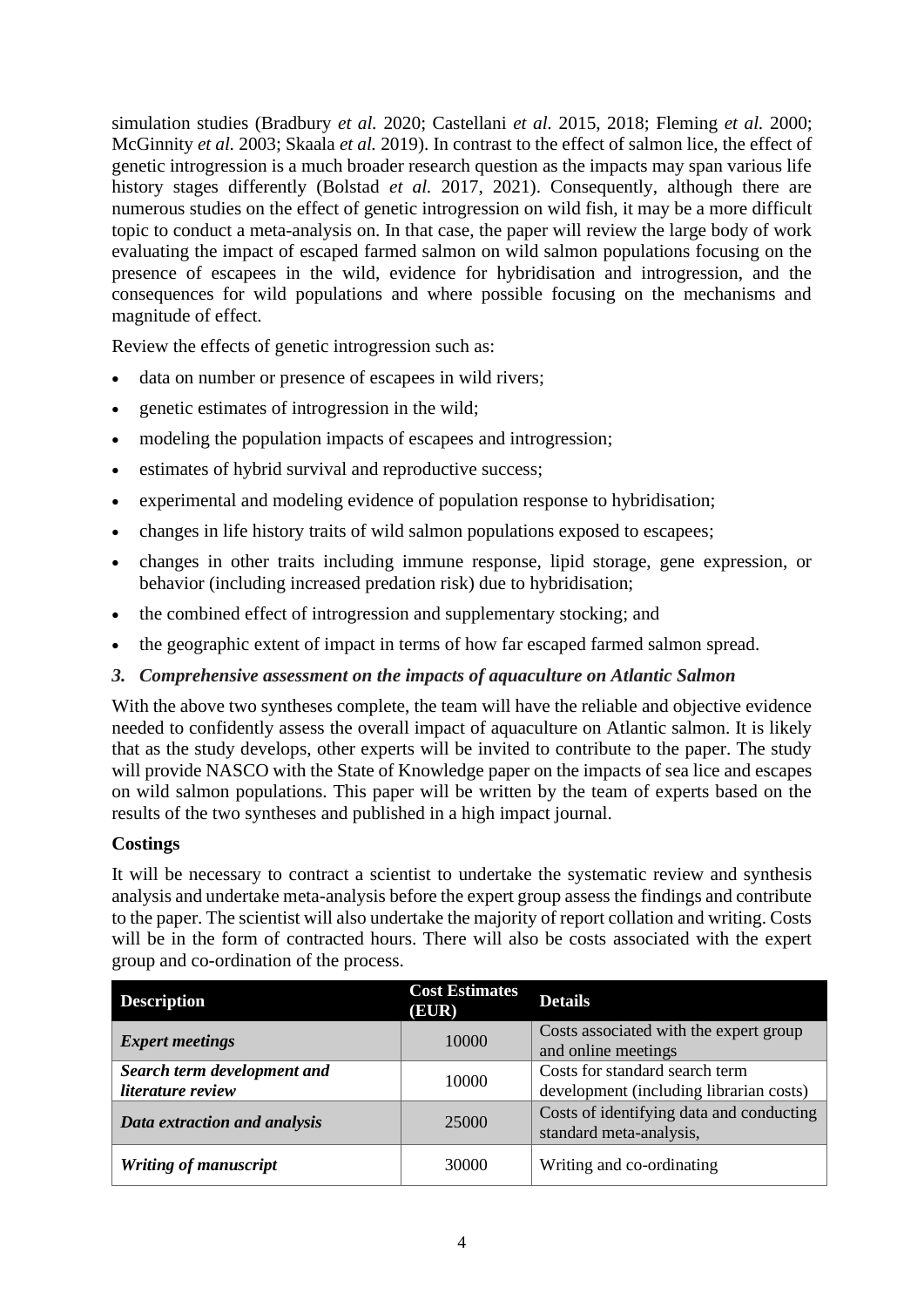simulation studies (Bradbury *et al.* 2020; Castellani *et al.* 2015, 2018; Fleming *et al.* 2000; McGinnity *et al.* 2003; Skaala *et al.* 2019). In contrast to the effect of salmon lice, the effect of genetic introgression is a much broader research question as the impacts may span various life history stages differently (Bolstad *et al.* 2017, 2021). Consequently, although there are numerous studies on the effect of genetic introgression on wild fish, it may be a more difficult topic to conduct a meta-analysis on. In that case, the paper will review the large body of work evaluating the impact of escaped farmed salmon on wild salmon populations focusing on the presence of escapees in the wild, evidence for hybridisation and introgression, and the consequences for wild populations and where possible focusing on the mechanisms and magnitude of effect.

Review the effects of genetic introgression such as:

- data on number or presence of escapees in wild rivers;
- genetic estimates of introgression in the wild;
- modeling the population impacts of escapees and introgression;
- estimates of hybrid survival and reproductive success;
- experimental and modeling evidence of population response to hybridisation;
- changes in life history traits of wild salmon populations exposed to escapees;
- changes in other traits including immune response, lipid storage, gene expression, or behavior (including increased predation risk) due to hybridisation;
- the combined effect of introgression and supplementary stocking; and
- the geographic extent of impact in terms of how far escaped farmed salmon spread.

### *3. Comprehensive assessment on the impacts of aquaculture on Atlantic Salmon*

With the above two syntheses complete, the team will have the reliable and objective evidence needed to confidently assess the overall impact of aquaculture on Atlantic salmon. It is likely that as the study develops, other experts will be invited to contribute to the paper. The study will provide NASCO with the State of Knowledge paper on the impacts of sea lice and escapes on wild salmon populations. This paper will be written by the team of experts based on the results of the two syntheses and published in a high impact journal.

**Costings**

It will be necessary to contract a scientist to undertake the systematic review and synthesis analysis and undertake meta-analysis before the expert group assess the findings and contribute to the paper. The scientist will also undertake the majority of report collation and writing. Costs will be in the form of contracted hours. There will also be costs associated with the expert group and co-ordination of the process.

| Description | Cost Estimates (EUR) | Details |
|---|---|---|
| ***Expert meetings*** | 10000 | Costs associated with the expert group and online meetings |
| ***Search term development and literature review*** | 10000 | Costs for standard search term development (including librarian costs) |
| ***Data extraction and analysis*** | 25000 | Costs of identifying data and conducting standard meta-analysis, |
| ***Writing of manuscript*** | 30000 | Writing and co-ordinating |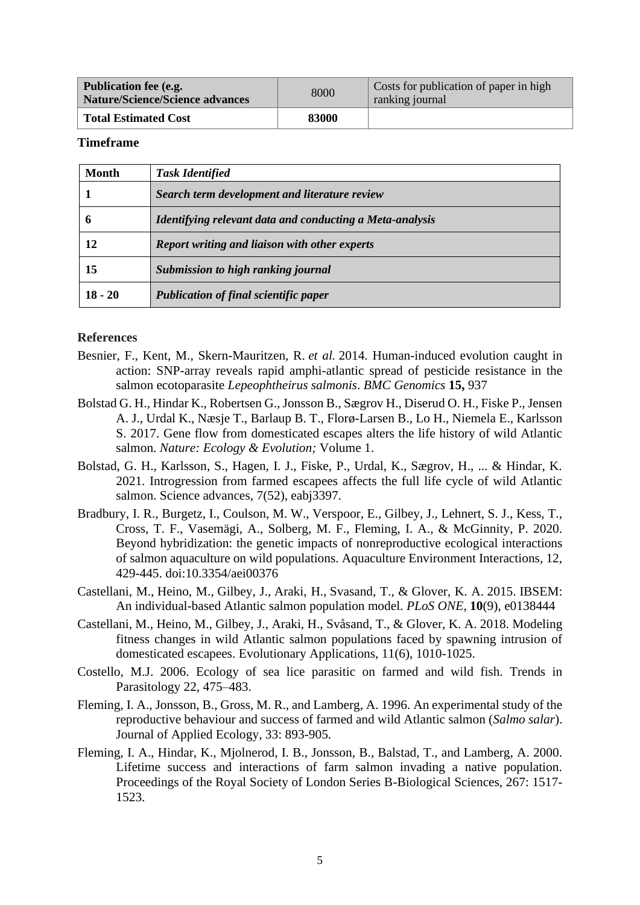| **Publication fee (e.g. Nature/Science/Science advances** | 8000 | Costs for publication of paper in high ranking journal |
|---|---|---|
| **Total Estimated Cost** | **83000** | |

**Timeframe**

| **Month** | ***Task Identified*** |
|---|---|
| **1** | ***Search term development and literature review*** |
| **6** | ***Identifying relevant data and conducting a Meta-analysis*** |
| **12** | ***Report writing and liaison with other experts*** |
| **15** | ***Submission to high ranking journal*** |
| **18 - 20** | ***Publication of final scientific paper*** |

**References**

Besnier, F., Kent, M., Skern-Mauritzen, R. *et al.* 2014. Human-induced evolution caught in action: SNP-array reveals rapid amphi-atlantic spread of pesticide resistance in the salmon ecotoparasite *Lepeophtheirus salmonis*. *BMC Genomics* **15,** 937

Bolstad G. H., Hindar K., Robertsen G., Jonsson B., Sægrov H., Diserud O. H., Fiske P., Jensen A. J., Urdal K., Næsje T., Barlaup B. T., Florø-Larsen B., Lo H., Niemela E., Karlsson S. 2017. Gene flow from domesticated escapes alters the life history of wild Atlantic salmon. *Nature: Ecology & Evolution;* Volume 1.

Bolstad, G. H., Karlsson, S., Hagen, I. J., Fiske, P., Urdal, K., Sægrov, H., ... & Hindar, K. 2021. Introgression from farmed escapees affects the full life cycle of wild Atlantic salmon. Science advances, 7(52), eabj3397.

Bradbury, I. R., Burgetz, I., Coulson, M. W., Verspoor, E., Gilbey, J., Lehnert, S. J., Kess, T., Cross, T. F., Vasemägi, A., Solberg, M. F., Fleming, I. A., & McGinnity, P. 2020. Beyond hybridization: the genetic impacts of nonreproductive ecological interactions of salmon aquaculture on wild populations. Aquaculture Environment Interactions, 12, 429-445. doi:10.3354/aei00376

Castellani, M., Heino, M., Gilbey, J., Araki, H., Svasand, T., & Glover, K. A. 2015. IBSEM: An individual-based Atlantic salmon population model. *PLoS ONE*, **10**(9), e0138444

Castellani, M., Heino, M., Gilbey, J., Araki, H., Svåsand, T., & Glover, K. A. 2018. Modeling fitness changes in wild Atlantic salmon populations faced by spawning intrusion of domesticated escapees. Evolutionary Applications, 11(6), 1010-1025.

Costello, M.J. 2006. Ecology of sea lice parasitic on farmed and wild fish. Trends in Parasitology 22, 475–483.

Fleming, I. A., Jonsson, B., Gross, M. R., and Lamberg, A. 1996. An experimental study of the reproductive behaviour and success of farmed and wild Atlantic salmon (*Salmo salar*). Journal of Applied Ecology, 33: 893-905.

Fleming, I. A., Hindar, K., Mjolnerod, I. B., Jonsson, B., Balstad, T., and Lamberg, A. 2000. Lifetime success and interactions of farm salmon invading a native population. Proceedings of the Royal Society of London Series B-Biological Sciences, 267: 1517-1523.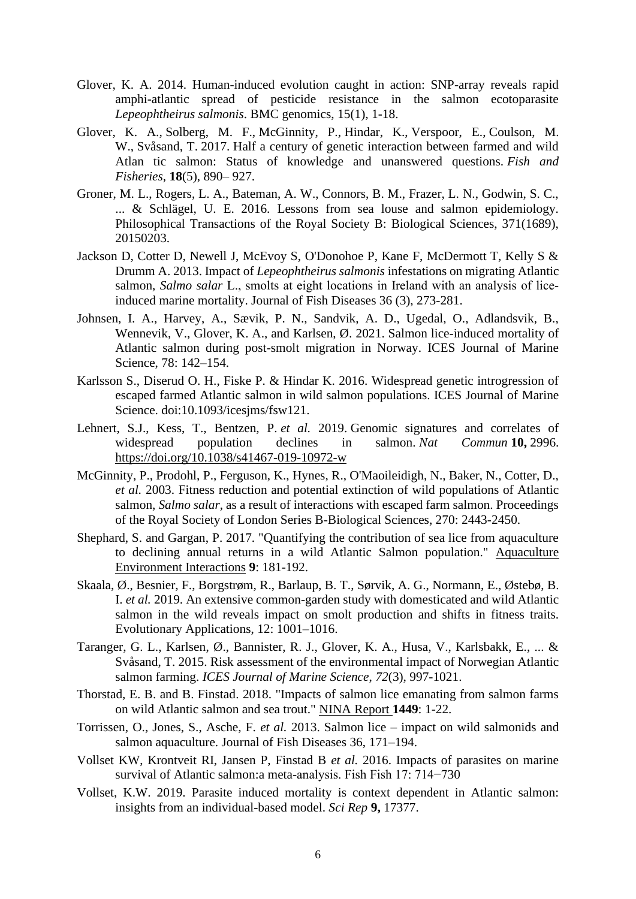Glover, K. A. 2014. Human-induced evolution caught in action: SNP-array reveals rapid amphi-atlantic spread of pesticide resistance in the salmon ecotoparasite *Lepeophtheirus salmonis*. BMC genomics, 15(1), 1-18.

Glover, K. A., Solberg, M. F., McGinnity, P., Hindar, K., Verspoor, E., Coulson, M. W., Svåsand, T. 2017. Half a century of genetic interaction between farmed and wild Atlan tic salmon: Status of knowledge and unanswered questions. *Fish and Fisheries*, **18**(5), 890– 927.

Groner, M. L., Rogers, L. A., Bateman, A. W., Connors, B. M., Frazer, L. N., Godwin, S. C., ... & Schlägel, U. E. 2016. Lessons from sea louse and salmon epidemiology. Philosophical Transactions of the Royal Society B: Biological Sciences, 371(1689), 20150203.

Jackson D, Cotter D, Newell J, McEvoy S, O'Donohoe P, Kane F, McDermott T, Kelly S & Drumm A. 2013. Impact of *Lepeophtheirus salmonis* infestations on migrating Atlantic salmon, *Salmo salar* L., smolts at eight locations in Ireland with an analysis of lice-induced marine mortality. Journal of Fish Diseases 36 (3), 273-281.

Johnsen, I. A., Harvey, A., Sævik, P. N., Sandvik, A. D., Ugedal, O., Adlandsvik, B., Wennevik, V., Glover, K. A., and Karlsen, Ø. 2021. Salmon lice-induced mortality of Atlantic salmon during post-smolt migration in Norway. ICES Journal of Marine Science, 78: 142–154.

Karlsson S., Diserud O. H., Fiske P. & Hindar K. 2016. Widespread genetic introgression of escaped farmed Atlantic salmon in wild salmon populations. ICES Journal of Marine Science. doi:10.1093/icesjms/fsw121.

Lehnert, S.J., Kess, T., Bentzen, P. *et al.* 2019. Genomic signatures and correlates of widespread population declines in salmon. *Nat Commun* **10,** 2996. https://doi.org/10.1038/s41467-019-10972-w

McGinnity, P., Prodohl, P., Ferguson, K., Hynes, R., O'Maoileidigh, N., Baker, N., Cotter, D., *et al.* 2003. Fitness reduction and potential extinction of wild populations of Atlantic salmon, *Salmo salar*, as a result of interactions with escaped farm salmon. Proceedings of the Royal Society of London Series B-Biological Sciences, 270: 2443-2450.

Shephard, S. and Gargan, P. 2017. "Quantifying the contribution of sea lice from aquaculture to declining annual returns in a wild Atlantic Salmon population." Aquaculture Environment Interactions **9**: 181-192.

Skaala, Ø., Besnier, F., Borgstrøm, R., Barlaup, B. T., Sørvik, A. G., Normann, E., Østebø, B. I. *et al.* 2019. An extensive common-garden study with domesticated and wild Atlantic salmon in the wild reveals impact on smolt production and shifts in fitness traits. Evolutionary Applications, 12: 1001–1016.

Taranger, G. L., Karlsen, Ø., Bannister, R. J., Glover, K. A., Husa, V., Karlsbakk, E., ... & Svåsand, T. 2015. Risk assessment of the environmental impact of Norwegian Atlantic salmon farming. *ICES Journal of Marine Science*, *72*(3), 997-1021.

Thorstad, E. B. and B. Finstad. 2018. "Impacts of salmon lice emanating from salmon farms on wild Atlantic salmon and sea trout." NINA Report **1449**: 1-22.

Torrissen, O., Jones, S., Asche, F. *et al.* 2013. Salmon lice – impact on wild salmonids and salmon aquaculture. Journal of Fish Diseases 36, 171–194.

Vollset KW, Krontveit RI, Jansen P, Finstad B *et al.* 2016. Impacts of parasites on marine survival of Atlantic salmon:a meta-analysis. Fish Fish 17: 714−730

Vollset, K.W. 2019. Parasite induced mortality is context dependent in Atlantic salmon: insights from an individual-based model. *Sci Rep* **9,** 17377.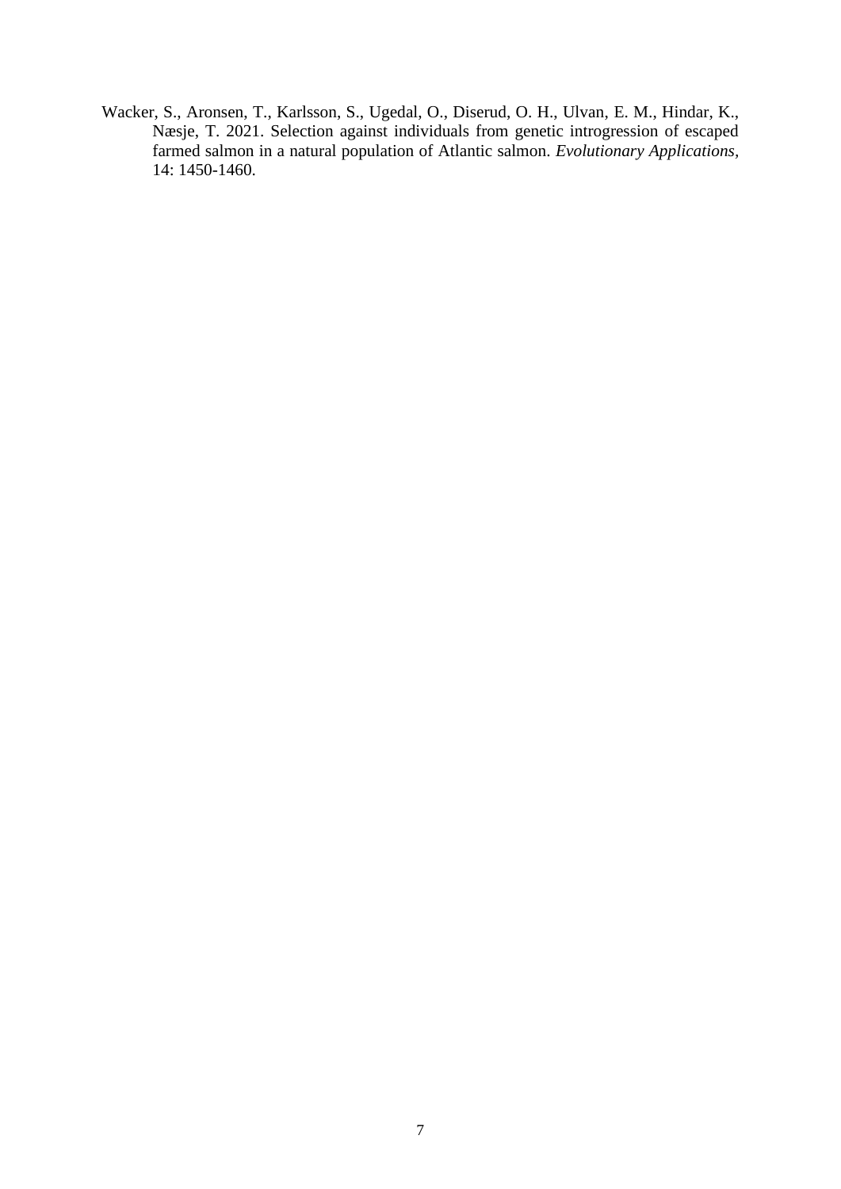Wacker, S., Aronsen, T., Karlsson, S., Ugedal, O., Diserud, O. H., Ulvan, E. M., Hindar, K., Næsje, T. 2021. Selection against individuals from genetic introgression of escaped farmed salmon in a natural population of Atlantic salmon. *Evolutionary Applications*, 14: 1450-1460.